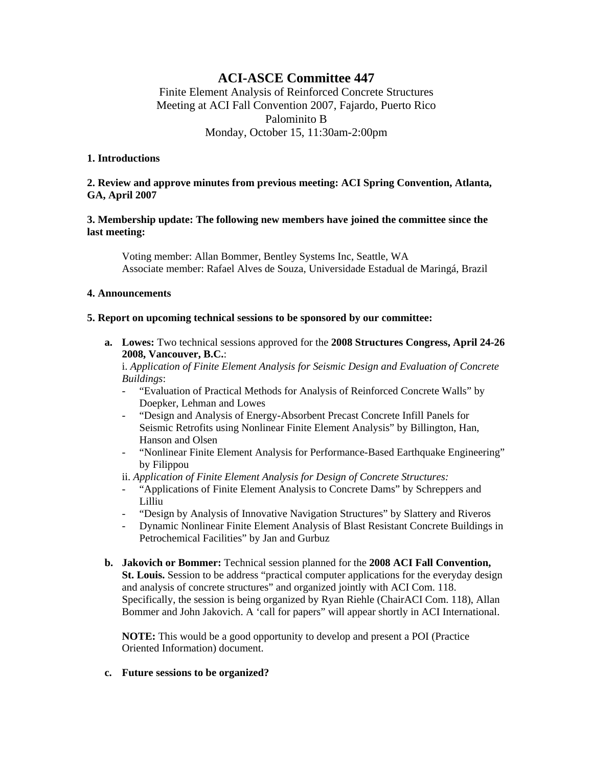# ACI-ASCE Committee 447

Finite Element Analysis of Reinforced Concrete Structures
Meeting at ACI Fall Convention 2007, Fajardo, Puerto Rico
Palominito B
Monday, October 15, 11:30am-2:00pm

**1. Introductions**

**2. Review and approve minutes from previous meeting: ACI Spring Convention, Atlanta, GA, April 2007**

**3. Membership update: The following new members have joined the committee since the last meeting:**

Voting member: Allan Bommer, Bentley Systems Inc, Seattle, WA
Associate member: Rafael Alves de Souza, Universidade Estadual de Maringá, Brazil

**4. Announcements**

**5. Report on upcoming technical sessions to be sponsored by our committee:**

**a. Lowes:** Two technical sessions approved for the **2008 Structures Congress, April 24-26 2008, Vancouver, B.C.**:

i. *Application of Finite Element Analysis for Seismic Design and Evaluation of Concrete Buildings*:

- "Evaluation of Practical Methods for Analysis of Reinforced Concrete Walls" by Doepker, Lehman and Lowes
- "Design and Analysis of Energy-Absorbent Precast Concrete Infill Panels for Seismic Retrofits using Nonlinear Finite Element Analysis" by Billington, Han, Hanson and Olsen
- "Nonlinear Finite Element Analysis for Performance-Based Earthquake Engineering" by Filippou

ii. *Application of Finite Element Analysis for Design of Concrete Structures:*

- "Applications of Finite Element Analysis to Concrete Dams" by Schreppers and Lilliu
- "Design by Analysis of Innovative Navigation Structures" by Slattery and Riveros
- Dynamic Nonlinear Finite Element Analysis of Blast Resistant Concrete Buildings in Petrochemical Facilities" by Jan and Gurbuz

**b. Jakovich or Bommer:** Technical session planned for the **2008 ACI Fall Convention, St. Louis.** Session to be address "practical computer applications for the everyday design and analysis of concrete structures" and organized jointly with ACI Com. 118. Specifically, the session is being organized by Ryan Riehle (ChairACI Com. 118), Allan Bommer and John Jakovich. A 'call for papers" will appear shortly in ACI International.

**NOTE:** This would be a good opportunity to develop and present a POI (Practice Oriented Information) document.

**c. Future sessions to be organized?**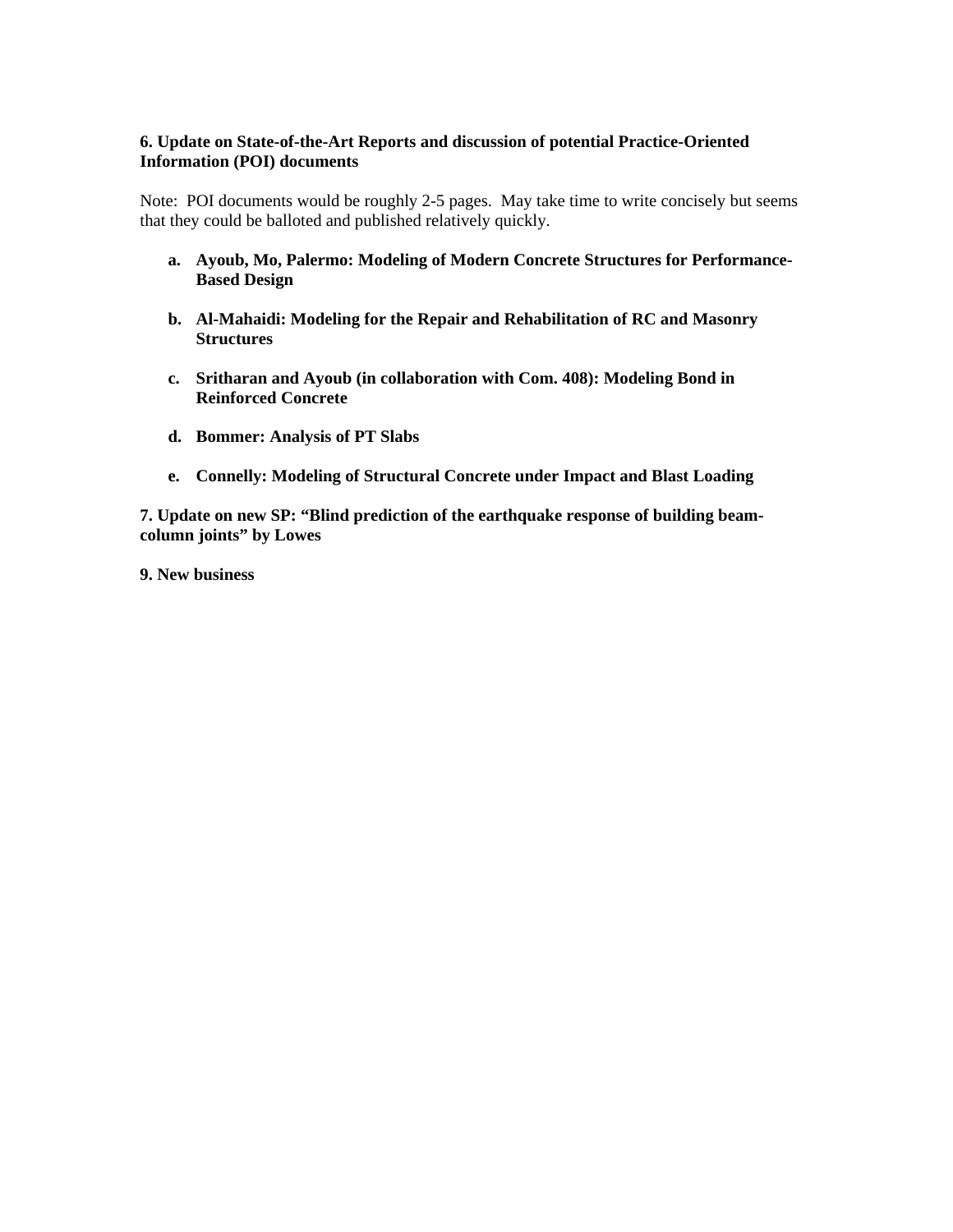**6. Update on State-of-the-Art Reports and discussion of potential Practice-Oriented Information (POI) documents**

Note: POI documents would be roughly 2-5 pages. May take time to write concisely but seems that they could be balloted and published relatively quickly.

- **a. Ayoub, Mo, Palermo: Modeling of Modern Concrete Structures for Performance-Based Design**
- **b. Al-Mahaidi: Modeling for the Repair and Rehabilitation of RC and Masonry Structures**
- **c. Sritharan and Ayoub (in collaboration with Com. 408): Modeling Bond in Reinforced Concrete**
- **d. Bommer: Analysis of PT Slabs**
- **e. Connelly: Modeling of Structural Concrete under Impact and Blast Loading**

**7. Update on new SP: "Blind prediction of the earthquake response of building beam-column joints" by Lowes**

**9. New business**